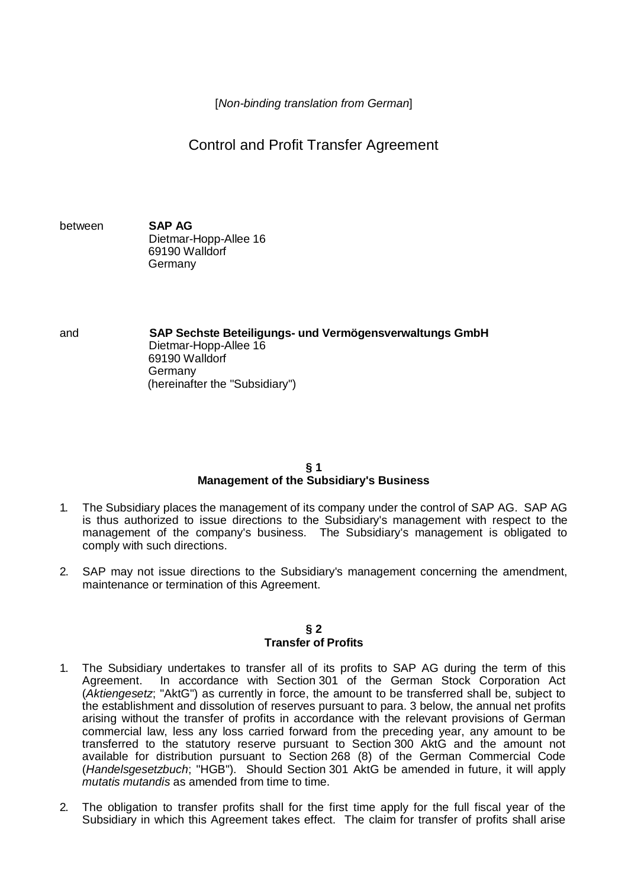[*Non-binding translation from German*]

# Control and Profit Transfer Agreement

between **SAP AG**
Dietmar-Hopp-Allee 16
69190 Walldorf
Germany

and **SAP Sechste Beteiligungs- und Vermögensverwaltungs GmbH**
Dietmar-Hopp-Allee 16
69190 Walldorf
Germany
(hereinafter the "Subsidiary")

## § 1
## Management of the Subsidiary's Business

1. The Subsidiary places the management of its company under the control of SAP AG. SAP AG is thus authorized to issue directions to the Subsidiary's management with respect to the management of the company's business. The Subsidiary's management is obligated to comply with such directions.

2. SAP may not issue directions to the Subsidiary's management concerning the amendment, maintenance or termination of this Agreement.

## § 2
## Transfer of Profits

1. The Subsidiary undertakes to transfer all of its profits to SAP AG during the term of this Agreement. In accordance with Section 301 of the German Stock Corporation Act (*Aktiengesetz*; "AktG") as currently in force, the amount to be transferred shall be, subject to the establishment and dissolution of reserves pursuant to para. 3 below, the annual net profits arising without the transfer of profits in accordance with the relevant provisions of German commercial law, less any loss carried forward from the preceding year, any amount to be transferred to the statutory reserve pursuant to Section 300 AktG and the amount not available for distribution pursuant to Section 268 (8) of the German Commercial Code (*Handelsgesetzbuch*; "HGB"). Should Section 301 AktG be amended in future, it will apply *mutatis mutandis* as amended from time to time.

2. The obligation to transfer profits shall for the first time apply for the full fiscal year of the Subsidiary in which this Agreement takes effect. The claim for transfer of profits shall arise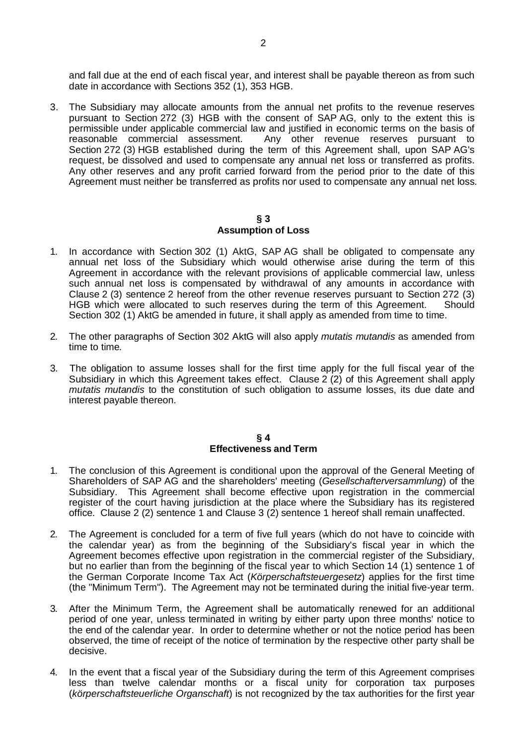and fall due at the end of each fiscal year, and interest shall be payable thereon as from such date in accordance with Sections 352 (1), 353 HGB.

3. The Subsidiary may allocate amounts from the annual net profits to the revenue reserves pursuant to Section 272 (3) HGB with the consent of SAP AG, only to the extent this is permissible under applicable commercial law and justified in economic terms on the basis of reasonable commercial assessment. Any other revenue reserves pursuant to Section 272 (3) HGB established during the term of this Agreement shall, upon SAP AG's request, be dissolved and used to compensate any annual net loss or transferred as profits. Any other reserves and any profit carried forward from the period prior to the date of this Agreement must neither be transferred as profits nor used to compensate any annual net loss.

## § 3
## Assumption of Loss

1. In accordance with Section 302 (1) AktG, SAP AG shall be obligated to compensate any annual net loss of the Subsidiary which would otherwise arise during the term of this Agreement in accordance with the relevant provisions of applicable commercial law, unless such annual net loss is compensated by withdrawal of any amounts in accordance with Clause 2 (3) sentence 2 hereof from the other revenue reserves pursuant to Section 272 (3) HGB which were allocated to such reserves during the term of this Agreement. Should Section 302 (1) AktG be amended in future, it shall apply as amended from time to time.

2. The other paragraphs of Section 302 AktG will also apply *mutatis mutandis* as amended from time to time.

3. The obligation to assume losses shall for the first time apply for the full fiscal year of the Subsidiary in which this Agreement takes effect. Clause 2 (2) of this Agreement shall apply *mutatis mutandis* to the constitution of such obligation to assume losses, its due date and interest payable thereon.

## § 4
## Effectiveness and Term

1. The conclusion of this Agreement is conditional upon the approval of the General Meeting of Shareholders of SAP AG and the shareholders' meeting (*Gesellschafterversammlung*) of the Subsidiary. This Agreement shall become effective upon registration in the commercial register of the court having jurisdiction at the place where the Subsidiary has its registered office. Clause 2 (2) sentence 1 and Clause 3 (2) sentence 1 hereof shall remain unaffected.

2. The Agreement is concluded for a term of five full years (which do not have to coincide with the calendar year) as from the beginning of the Subsidiary's fiscal year in which the Agreement becomes effective upon registration in the commercial register of the Subsidiary, but no earlier than from the beginning of the fiscal year to which Section 14 (1) sentence 1 of the German Corporate Income Tax Act (*Körperschaftsteuergesetz*) applies for the first time (the "Minimum Term"). The Agreement may not be terminated during the initial five-year term.

3. After the Minimum Term, the Agreement shall be automatically renewed for an additional period of one year, unless terminated in writing by either party upon three months' notice to the end of the calendar year. In order to determine whether or not the notice period has been observed, the time of receipt of the notice of termination by the respective other party shall be decisive.

4. In the event that a fiscal year of the Subsidiary during the term of this Agreement comprises less than twelve calendar months or a fiscal unity for corporation tax purposes (*körperschaftsteuerliche Organschaft*) is not recognized by the tax authorities for the first year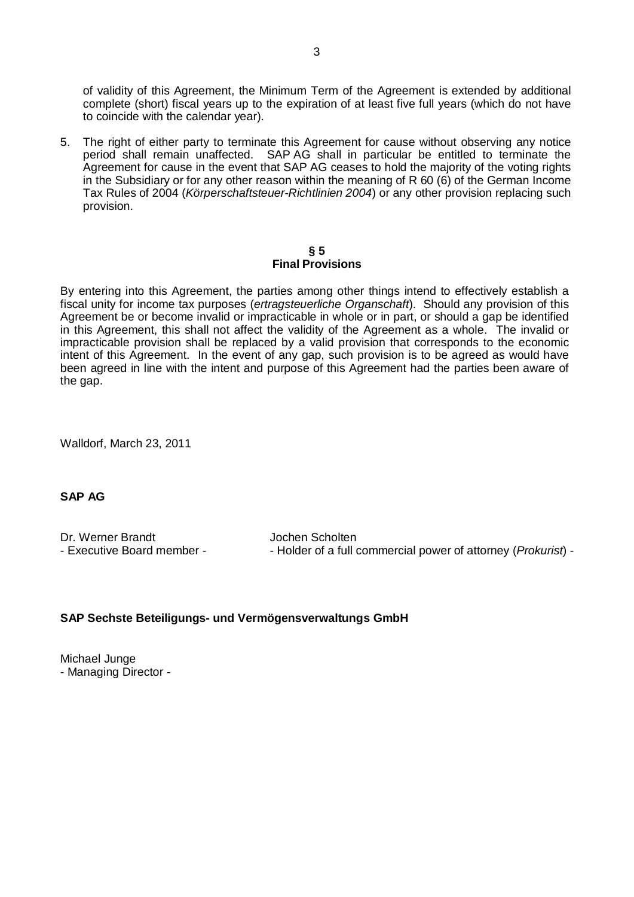of validity of this Agreement, the Minimum Term of the Agreement is extended by additional complete (short) fiscal years up to the expiration of at least five full years (which do not have to coincide with the calendar year).

5. The right of either party to terminate this Agreement for cause without observing any notice period shall remain unaffected. SAP AG shall in particular be entitled to terminate the Agreement for cause in the event that SAP AG ceases to hold the majority of the voting rights in the Subsidiary or for any other reason within the meaning of R 60 (6) of the German Income Tax Rules of 2004 (*Körperschaftsteuer-Richtlinien 2004*) or any other provision replacing such provision.

## § 5
## Final Provisions

By entering into this Agreement, the parties among other things intend to effectively establish a fiscal unity for income tax purposes (*ertragsteuerliche Organschaft*). Should any provision of this Agreement be or become invalid or impracticable in whole or in part, or should a gap be identified in this Agreement, this shall not affect the validity of the Agreement as a whole. The invalid or impracticable provision shall be replaced by a valid provision that corresponds to the economic intent of this Agreement. In the event of any gap, such provision is to be agreed as would have been agreed in line with the intent and purpose of this Agreement had the parties been aware of the gap.

Walldorf, March 23, 2011

**SAP AG**

Dr. Werner Brandt
- Executive Board member -

Jochen Scholten
- Holder of a full commercial power of attorney (*Prokurist*) -

**SAP Sechste Beteiligungs- und Vermögensverwaltungs GmbH**

Michael Junge
- Managing Director -